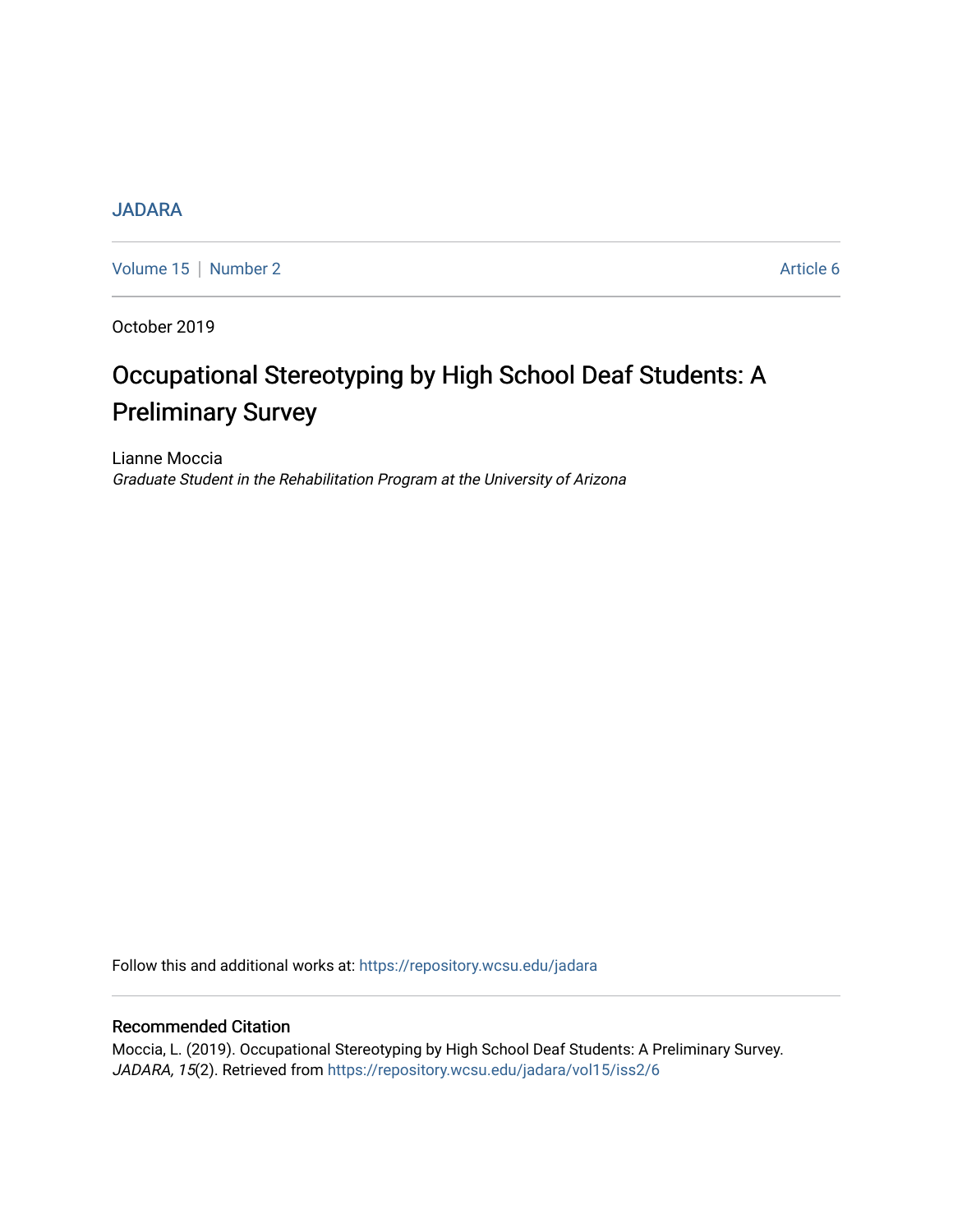JADARA

Volume 15 | Number 2 | Article 6

October 2019

# Occupational Stereotyping by High School Deaf Students: A Preliminary Survey

Lianne Moccia

*Graduate Student in the Rehabilitation Program at the University of Arizona*

Follow this and additional works at: https://repository.wcsu.edu/jadara

## Recommended Citation

Moccia, L. (2019). Occupational Stereotyping by High School Deaf Students: A Preliminary Survey. *JADARA, 15*(2). Retrieved from https://repository.wcsu.edu/jadara/vol15/iss2/6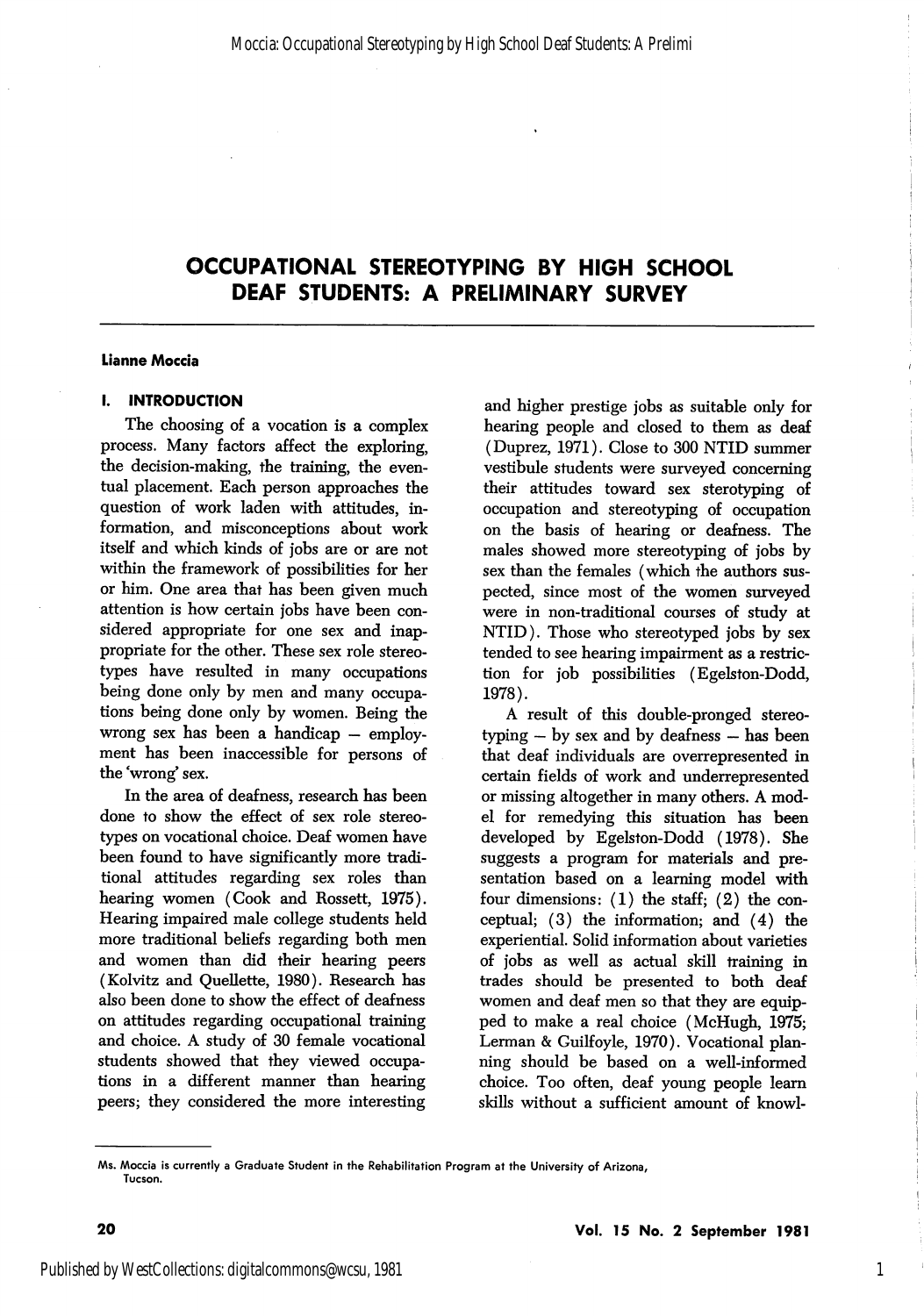# OCCUPATIONAL STEREOTYPING BY HIGH SCHOOL DEAF STUDENTS: A PRELIMINARY SURVEY

**Lianne Moccia**

## I. INTRODUCTION

The choosing of a vocation is a complex process. Many factors affect the exploring, the decision-making, the training, the eventual placement. Each person approaches the question of work laden with attitudes, information, and misconceptions about work itself and which kinds of jobs are or are not within the framework of possibilities for her or him. One area that has been given much attention is how certain jobs have been considered appropriate for one sex and inappropriate for the other. These sex role stereotypes have resulted in many occupations being done only by men and many occupations being done only by women. Being the wrong sex has been a handicap — employment has been inaccessible for persons of the 'wrong' sex.

In the area of deafness, research has been done to show the effect of sex role stereotypes on vocational choice. Deaf women have been found to have significantly more traditional attitudes regarding sex roles than hearing women (Cook and Rossett, 1975). Hearing impaired male college students held more traditional beliefs regarding both men and women than did their hearing peers (Kolvitz and Quellette, 1980). Research has also been done to show the effect of deafness on attitudes regarding occupational training and choice. A study of 30 female vocational students showed that they viewed occupations in a different manner than hearing peers; they considered the more interesting and higher prestige jobs as suitable only for hearing people and closed to them as deaf (Duprez, 1971). Close to 300 NTID summer vestibule students were surveyed concerning their attitudes toward sex sterotyping of occupation and stereotyping of occupation on the basis of hearing or deafness. The males showed more stereotyping of jobs by sex than the females (which the authors suspected, since most of the women surveyed were in non-traditional courses of study at NTID). Those who stereotyped jobs by sex tended to see hearing impairment as a restriction for job possibilities (Egelston-Dodd, 1978).

A result of this double-pronged stereotyping — by sex and by deafness — has been that deaf individuals are overrepresented in certain fields of work and underrepresented or missing altogether in many others. A model for remedying this situation has been developed by Egelston-Dodd (1978). She suggests a program for materials and presentation based on a learning model with four dimensions: (1) the staff; (2) the conceptual; (3) the information; and (4) the experiential. Solid information about varieties of jobs as well as actual skill training in trades should be presented to both deaf women and deaf men so that they are equipped to make a real choice (McHugh, 1975; Lerman & Guilfoyle, 1970). Vocational planning should be based on a well-informed choice. Too often, deaf young people learn skills without a sufficient amount of knowl-

---

Ms. Moccia is currently a Graduate Student in the Rehabilitation Program at the University of Arizona, Tucson.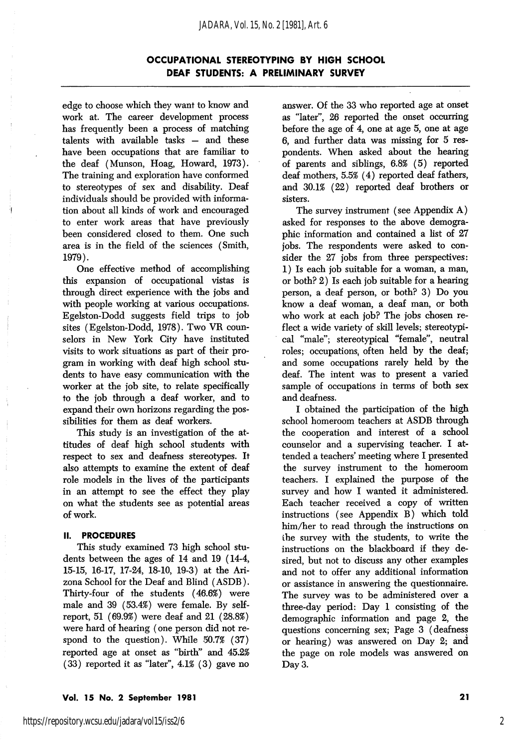edge to choose which they want to know and work at. The career development process has frequently been a process of matching talents with available tasks — and these have been occupations that are familiar to the deaf (Munson, Hoag, Howard, 1973). The training and exploration have conformed to stereotypes of sex and disability. Deaf individuals should be provided with information about all kinds of work and encouraged to enter work areas that have previously been considered closed to them. One such area is in the field of the sciences (Smith, 1979).

One effective method of accomplishing this expansion of occupational vistas is through direct experience with the jobs and with people working at various occupations. Egelston-Dodd suggests field trips to job sites (Egelston-Dodd, 1978). Two VR counselors in New York City have instituted visits to work situations as part of their program in working with deaf high school students to have easy communication with the worker at the job site, to relate specifically to the job through a deaf worker, and to expand their own horizons regarding the possibilities for them as deaf workers.

This study is an investigation of the attitudes of deaf high school students with respect to sex and deafness stereotypes. It also attempts to examine the extent of deaf role models in the lives of the participants in an attempt to see the effect they play on what the students see as potential areas of work.

## II. PROCEDURES

This study examined 73 high school students between the ages of 14 and 19 (14-4, 15-15, 16-17, 17-24, 18-10, 19-3) at the Arizona School for the Deaf and Blind (ASDB). Thirty-four of the students (46.6%) were male and 39 (53.4%) were female. By self-report, 51 (69.9%) were deaf and 21 (28.8%) were hard of hearing (one person did not respond to the question). While 50.7% (37) reported age at onset as "birth" and 45.2% (33) reported it as "later", 4.1% (3) gave no answer. Of the 33 who reported age at onset as "later", 26 reported the onset occurring before the age of 4, one at age 5, one at age 6, and further data was missing for 5 respondents. When asked about the hearing of parents and siblings, 6.8% (5) reported deaf mothers, 5.5% (4) reported deaf fathers, and 30.1% (22) reported deaf brothers or sisters.

The survey instrument (see Appendix A) asked for responses to the above demographic information and contained a list of 27 jobs. The respondents were asked to consider the 27 jobs from three perspectives: 1) Is each job suitable for a woman, a man, or both? 2) Is each job suitable for a hearing person, a deaf person, or both? 3) Do you know a deaf woman, a deaf man, or both who work at each job? The jobs chosen reflect a wide variety of skill levels; stereotypical "male"; stereotypical "female", neutral roles; occupations, often held by the deaf; and some occupations rarely held by the deaf. The intent was to present a varied sample of occupations in terms of both sex and deafness.

I obtained the participation of the high school homeroom teachers at ASDB through the cooperation and interest of a school counselor and a supervising teacher. I attended a teachers' meeting where I presented the survey instrument to the homeroom teachers. I explained the purpose of the survey and how I wanted it administered. Each teacher received a copy of written instructions (see Appendix B) which told him/her to read through the instructions on the survey with the students, to write the instructions on the blackboard if they desired, but not to discuss any other examples and not to offer any additional information or assistance in answering the questionnaire. The survey was to be administered over a three-day period: Day 1 consisting of the demographic information and page 2, the questions concerning sex; Page 3 (deafness or hearing) was answered on Day 2; and the page on role models was answered on Day 3.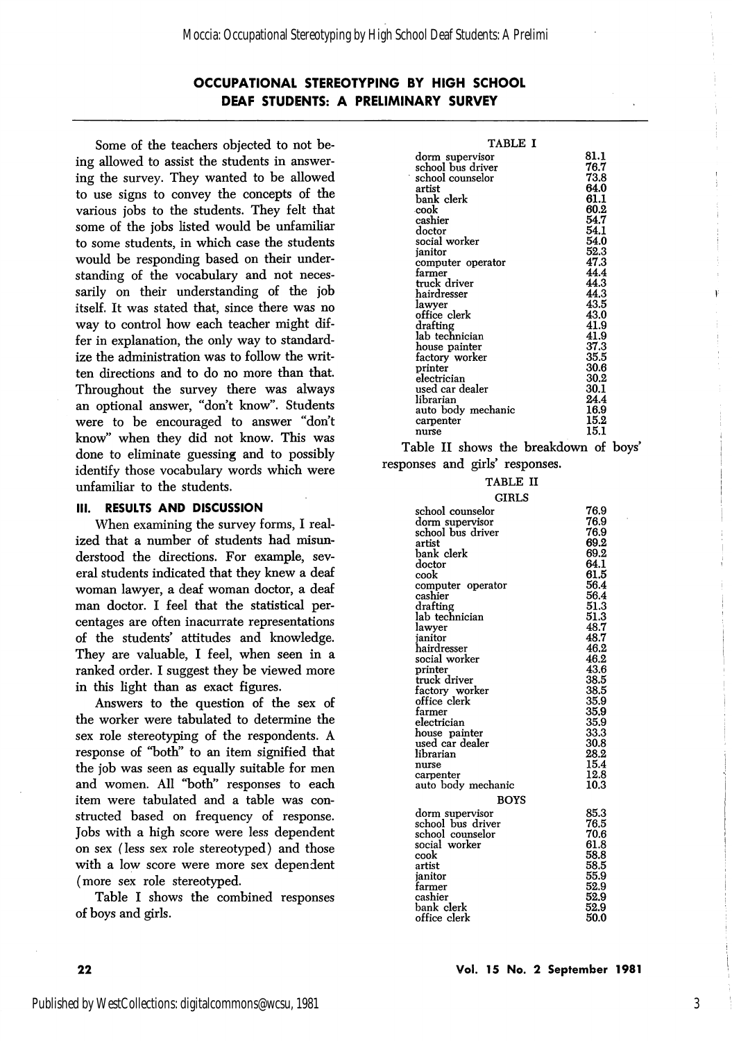# OCCUPATIONAL STEREOTYPING BY HIGH SCHOOL DEAF STUDENTS: A PRELIMINARY SURVEY

Some of the teachers objected to not being allowed to assist the students in answering the survey. They wanted to be allowed to use signs to convey the concepts of the various jobs to the students. They felt that some of the jobs listed would be unfamiliar to some students, in which case the students would be responding based on their understanding of the vocabulary and not necessarily on their understanding of the job itself. It was stated that, since there was no way to control how each teacher might differ in explanation, the only way to standardize the administration was to follow the written directions and to do no more than that. Throughout the survey there was always an optional answer, "don't know". Students were to be encouraged to answer "don't know" when they did not know. This was done to eliminate guessing and to possibly identify those vocabulary words which were unfamiliar to the students.

## III. RESULTS AND DISCUSSION

When examining the survey forms, I realized that a number of students had misunderstood the directions. For example, several students indicated that they knew a deaf woman lawyer, a deaf woman doctor, a deaf man doctor. I feel that the statistical percentages are often inacurrate representations of the students' attitudes and knowledge. They are valuable, I feel, when seen in a ranked order. I suggest they be viewed more in this light than as exact figures.

Answers to the question of the sex of the worker were tabulated to determine the sex role stereotyping of the respondents. A response of "both" to an item signified that the job was seen as equally suitable for men and women. All "both" responses to each item were tabulated and a table was constructed based on frequency of response. Jobs with a high score were less dependent on sex (less sex role stereotyped) and those with a low score were more sex dependent (more sex role stereotyped.

Table I shows the combined responses of boys and girls.

TABLE I

| | |
|---|---|
| dorm supervisor | 81.1 |
| school bus driver | 76.7 |
| school counselor | 73.8 |
| artist | 64.0 |
| bank clerk | 61.1 |
| cook | 60.2 |
| cashier | 54.7 |
| doctor | 54.1 |
| social worker | 54.0 |
| janitor | 52.3 |
| computer operator | 47.3 |
| farmer | 44.4 |
| truck driver | 44.3 |
| hairdresser | 44.3 |
| lawyer | 43.5 |
| office clerk | 43.0 |
| drafting | 41.9 |
| lab technician | 41.9 |
| house painter | 37.3 |
| factory worker | 35.5 |
| printer | 30.6 |
| electrician | 30.2 |
| used car dealer | 30.1 |
| librarian | 24.4 |
| auto body mechanic | 16.9 |
| carpenter | 15.2 |
| nurse | 15.1 |

Table II shows the breakdown of boys' responses and girls' responses.

TABLE II

| GIRLS | |
|---|---|
| school counselor | 76.9 |
| dorm supervisor | 76.9 |
| school bus driver | 76.9 |
| artist | 69.2 |
| bank clerk | 69.2 |
| doctor | 64.1 |
| cook | 61.5 |
| computer operator | 56.4 |
| cashier | 56.4 |
| drafting | 51.3 |
| lab technician | 51.3 |
| lawyer | 48.7 |
| janitor | 48.7 |
| hairdresser | 46.2 |
| social worker | 46.2 |
| printer | 43.6 |
| truck driver | 38.5 |
| factory worker | 38.5 |
| office clerk | 35.9 |
| farmer | 35.9 |
| electrician | 35.9 |
| house painter | 33.3 |
| used car dealer | 30.8 |
| librarian | 28.2 |
| nurse | 15.4 |
| carpenter | 12.8 |
| auto body mechanic | 10.3 |
| **BOYS** | |
| dorm supervisor | 85.3 |
| school bus driver | 76.5 |
| school counselor | 70.6 |
| social worker | 61.8 |
| cook | 58.8 |
| artist | 58.5 |
| janitor | 55.9 |
| farmer | 52.9 |
| cashier | 52.9 |
| bank clerk | 52.9 |
| office clerk | 50.0 |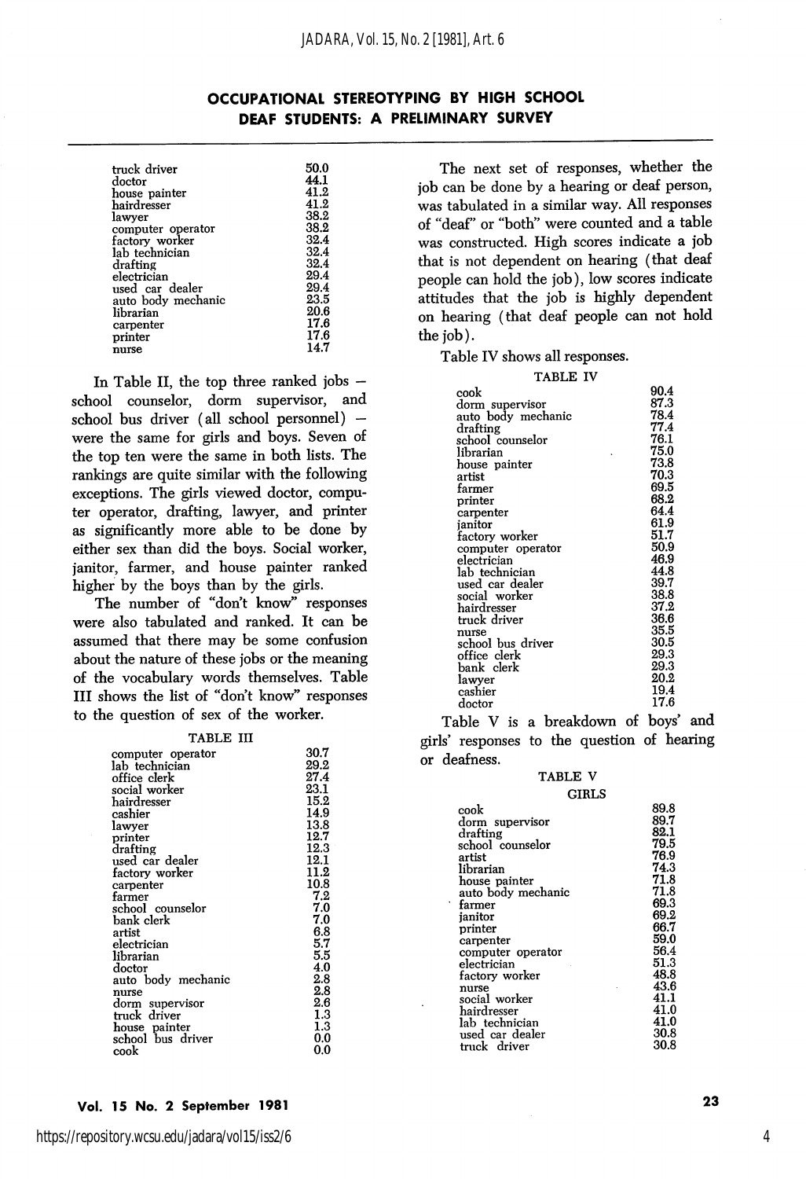| | |
|---|---|
| truck driver | 50.0 |
| doctor | 44.1 |
| house painter | 41.2 |
| hairdresser | 41.2 |
| lawyer | 38.2 |
| computer operator | 38.2 |
| factory worker | 32.4 |
| lab technician | 32.4 |
| drafting | 32.4 |
| electrician | 29.4 |
| used car dealer | 29.4 |
| auto body mechanic | 23.5 |
| librarian | 20.6 |
| carpenter | 17.6 |
| printer | 17.6 |
| nurse | 14.7 |

In Table II, the top three ranked jobs – school counselor, dorm supervisor, and school bus driver (all school personnel) – were the same for girls and boys. Seven of the top ten were the same in both lists. The rankings are quite similar with the following exceptions. The girls viewed doctor, computer operator, drafting, lawyer, and printer as significantly more able to be done by either sex than did the boys. Social worker, janitor, farmer, and house painter ranked higher by the boys than by the girls.

The number of "don't know" responses were also tabulated and ranked. It can be assumed that there may be some confusion about the nature of these jobs or the meaning of the vocabulary words themselves. Table III shows the list of "don't know" responses to the question of sex of the worker.

TABLE III

| | |
|---|---|
| computer operator | 30.7 |
| lab technician | 29.2 |
| office clerk | 27.4 |
| social worker | 23.1 |
| hairdresser | 15.2 |
| cashier | 14.9 |
| lawyer | 13.8 |
| printer | 12.7 |
| drafting | 12.3 |
| used car dealer | 12.1 |
| factory worker | 11.2 |
| carpenter | 10.8 |
| farmer | 7.2 |
| school counselor | 7.0 |
| bank clerk | 7.0 |
| artist | 6.8 |
| electrician | 5.7 |
| librarian | 5.5 |
| doctor | 4.0 |
| auto body mechanic | 2.8 |
| nurse | 2.8 |
| dorm supervisor | 2.6 |
| truck driver | 1.3 |
| house painter | 1.3 |
| school bus driver | 0.0 |
| cook | 0.0 |

The next set of responses, whether the job can be done by a hearing or deaf person, was tabulated in a similar way. All responses of "deaf" or "both" were counted and a table was constructed. High scores indicate a job that is not dependent on hearing (that deaf people can hold the job), low scores indicate attitudes that the job is highly dependent on hearing (that deaf people can not hold the job).

Table IV shows all responses.

TABLE IV

| | |
|---|---|
| cook | 90.4 |
| dorm supervisor | 87.3 |
| auto body mechanic | 78.4 |
| drafting | 77.4 |
| school counselor | 76.1 |
| librarian | 75.0 |
| house painter | 73.8 |
| artist | 70.3 |
| farmer | 69.5 |
| printer | 68.2 |
| carpenter | 64.4 |
| janitor | 61.9 |
| factory worker | 51.7 |
| computer operator | 50.9 |
| electrician | 46.9 |
| lab technician | 44.8 |
| used car dealer | 39.7 |
| social worker | 38.8 |
| hairdresser | 37.2 |
| truck driver | 36.6 |
| nurse | 35.5 |
| school bus driver | 30.5 |
| office clerk | 29.3 |
| bank clerk | 29.3 |
| lawyer | 20.2 |
| cashier | 19.4 |
| doctor | 17.6 |

Table V is a breakdown of boys' and girls' responses to the question of hearing or deafness.

TABLE V

GIRLS

| | |
|---|---|
| cook | 89.8 |
| dorm supervisor | 89.7 |
| drafting | 82.1 |
| school counselor | 79.5 |
| artist | 76.9 |
| librarian | 74.3 |
| house painter | 71.8 |
| auto body mechanic | 71.8 |
| farmer | 69.3 |
| janitor | 69.2 |
| printer | 66.7 |
| carpenter | 59.0 |
| computer operator | 56.4 |
| electrician | 51.3 |
| factory worker | 48.8 |
| nurse | 43.6 |
| social worker | 41.1 |
| hairdresser | 41.0 |
| lab technician | 41.0 |
| used car dealer | 30.8 |
| truck driver | 30.8 |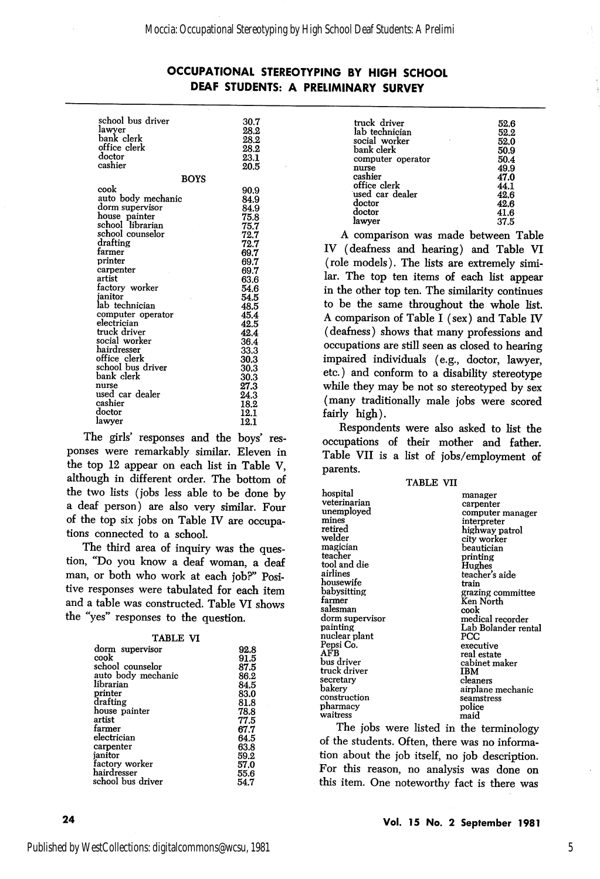## OCCUPATIONAL STEREOTYPING BY HIGH SCHOOL DEAF STUDENTS: A PRELIMINARY SURVEY

| | |
|---|---|
| school bus driver | 30.7 |
| lawyer | 28.2 |
| bank clerk | 28.2 |
| office clerk | 28.2 |
| doctor | 23.1 |
| cashier | 20.5 |
| **BOYS** | |
| cook | 90.9 |
| auto body mechanic | 84.9 |
| dorm supervisor | 84.9 |
| house painter | 75.8 |
| school librarian | 75.7 |
| school counselor | 72.7 |
| drafting | 72.7 |
| farmer | 69.7 |
| printer | 69.7 |
| carpenter | 69.7 |
| artist | 63.6 |
| factory worker | 54.6 |
| janitor | 54.5 |
| lab technician | 48.5 |
| computer operator | 45.4 |
| electrician | 42.5 |
| truck driver | 42.4 |
| social worker | 36.4 |
| hairdresser | 33.3 |
| office clerk | 30.3 |
| school bus driver | 30.3 |
| bank clerk | 30.3 |
| nurse | 27.3 |
| used car dealer | 24.3 |
| cashier | 18.2 |
| doctor | 12.1 |
| lawyer | 12.1 |

The girls' responses and the boys' responses were remarkably similar. Eleven in the top 12 appear on each list in Table V, although in different order. The bottom of the two lists (jobs less able to be done by a deaf person) are also very similar. Four of the top six jobs on Table IV are occupations connected to a school.

The third area of inquiry was the question, "Do you know a deaf woman, a deaf man, or both who work at each job?" Positive responses were tabulated for each item and a table was constructed. Table VI shows the "yes" responses to the question.

TABLE VI

| | |
|---|---|
| dorm supervisor | 92.8 |
| cook | 91.5 |
| school counselor | 87.5 |
| auto body mechanic | 86.2 |
| librarian | 84.5 |
| printer | 83.0 |
| drafting | 81.8 |
| house painter | 78.8 |
| artist | 77.5 |
| farmer | 67.7 |
| electrician | 64.5 |
| carpenter | 63.8 |
| janitor | 59.2 |
| factory worker | 57.0 |
| hairdresser | 55.6 |
| school bus driver | 54.7 |
| truck driver | 52.6 |
| lab technician | 52.2 |
| social worker | 52.0 |
| bank clerk | 50.9 |
| computer operator | 50.4 |
| nurse | 49.9 |
| cashier | 47.0 |
| office clerk | 44.1 |
| used car dealer | 42.6 |
| doctor | 42.6 |
| doctor | 41.6 |
| lawyer | 37.5 |

A comparison was made between Table IV (deafness and hearing) and Table VI (role models). The lists are extremely similar. The top ten items of each list appear in the other top ten. The similarity continues to be the same throughout the whole list. A comparison of Table I (sex) and Table IV (deafness) shows that many professions and occupations are still seen as closed to hearing impaired individuals (e.g., doctor, lawyer, etc.) and conform to a disability stereotype while they may be not so stereotyped by sex (many traditionally male jobs were scored fairly high).

Respondents were also asked to list the occupations of their mother and father. Table VII is a list of jobs/employment of parents.

TABLE VII

| | |
|---|---|
| hospital | manager |
| veterinarian | carpenter |
| unemployed | computer manager |
| mines | interpreter |
| retired | highway patrol |
| welder | city worker |
| magician | beautician |
| teacher | printing |
| tool and die | Hughes |
| airlines | teacher's aide |
| housewife | train |
| babysitting | grazing committee |
| farmer | Ken North |
| salesman | cook |
| dorm supervisor | medical recorder |
| painting | Lab Bolander rental |
| nuclear plant | PCC |
| Pepsi Co. | executive |
| AFB | real estate |
| bus driver | cabinet maker |
| truck driver | IBM |
| secretary | cleaners |
| bakery | airplane mechanic |
| construction | seamstress |
| pharmacy | police |
| waitress | maid |

The jobs were listed in the terminology of the students. Often, there was no information about the job itself, no job description. For this reason, no analysis was done on this item. One noteworthy fact is there was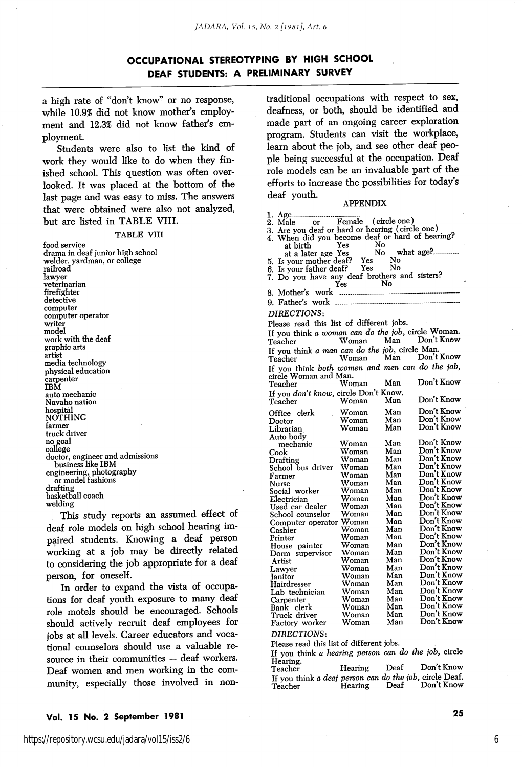a high rate of "don't know" or no response, while 10.9% did not know mother's employment and 12.3% did not know father's employment.

Students were also to list the kind of work they would like to do when they finished school. This question was often overlooked. It was placed at the bottom of the last page and was easy to miss. The answers that were obtained were also not analyzed, but are listed in TABLE VIII.

TABLE VIII

food service
drama in deaf junior high school
welder, yardman, or college
railroad
lawyer
veterinarian
firefighter
detective
computer
computer operator
writer
model
work with the deaf
graphic arts
artist
media technology
physical education
carpenter
IBM
auto mechanic
Navaho nation
hospital
NOTHING
farmer
truck driver
no goal
college
doctor, engineer and admissions business like IBM
engineering, photography or model fashions
drafting
basketball coach
welding

This study reports an assumed effect of deaf role models on high school hearing impaired students. Knowing a deaf person working at a job may be directly related to considering the job appropriate for a deaf person, for oneself.

In order to expand the vista of occupations for deaf youth exposure to many deaf role motels should be encouraged. Schools should actively recruit deaf employees for jobs at all levels. Career educators and vocational counselors should use a valuable resource in their communities – deaf workers. Deaf women and men working in the community, especially those involved in non-traditional occupations with respect to sex, deafness, or both, should be identified and made part of an ongoing career exploration program. Students can visit the workplace, learn about the job, and see other deaf people being successful at the occupation. Deaf role models can be an invaluable part of the efforts to increase the possibilities for today's deaf youth.

APPENDIX

1. Age\_\_\_\_\_\_\_\_\_\_
2. Male or Female (circle one)
3. Are you deaf or hard or hearing (circle one)
4. When did you become deaf or hard of hearing?
   at birth Yes No
   at a later age Yes No what age?\_\_\_\_\_\_
5. Is your mother deaf? Yes No
6. Is your father deaf? Yes No
7. Do you have any deaf brothers and sisters? Yes No
8. Mother's work \_\_\_\_\_\_\_\_\_\_\_\_\_\_\_\_\_\_\_\_
9. Father's work \_\_\_\_\_\_\_\_\_\_\_\_\_\_\_\_\_\_\_\_

*DIRECTIONS*:

Please read this list of different jobs.

If you think *a woman can do the job,* circle Woman.

| | | | |
|---|---|---|---|
| Teacher | Woman | Man | Don't Know |

If you think *a man can do the job,* circle Man.

| | | | |
|---|---|---|---|
| Teacher | Woman | Man | Don't Know |

If you think *both women and men can do the job,* circle Woman and Man.

| | | | |
|---|---|---|---|
| Teacher | Woman | Man | Don't Know |

If you *don't know,* circle Don't Know.

| | | | |
|---|---|---|---|
| Teacher | Woman | Man | Don't Know |

| | | | |
|---|---|---|---|
| Office clerk | Woman | Man | Don't Know |
| Doctor | Woman | Man | Don't Know |
| Librarian | Woman | Man | Don't Know |
| Auto body mechanic | Woman | Man | Don't Know |
| Cook | Woman | Man | Don't Know |
| Drafting | Woman | Man | Don't Know |
| School bus driver | Woman | Man | Don't Know |
| Farmer | Woman | Man | Don't Know |
| Nurse | Woman | Man | Don't Know |
| Social worker | Woman | Man | Don't Know |
| Electrician | Woman | Man | Don't Know |
| Used car dealer | Woman | Man | Don't Know |
| School counselor | Woman | Man | Don't Know |
| Computer operator | Woman | Man | Don't Know |
| Cashier | Woman | Man | Don't Know |
| Printer | Woman | Man | Don't Know |
| House painter | Woman | Man | Don't Know |
| Dorm supervisor | Woman | Man | Don't Know |
| Artist | Woman | Man | Don't Know |
| Lawyer | Woman | Man | Don't Know |
| Janitor | Woman | Man | Don't Know |
| Hairdresser | Woman | Man | Don't Know |
| Lab technician | Woman | Man | Don't Know |
| Carpenter | Woman | Man | Don't Know |
| Bank clerk | Woman | Man | Don't Know |
| Truck driver | Woman | Man | Don't Know |
| Factory worker | Woman | Man | Don't Know |

*DIRECTIONS*:

Please read this list of different jobs.

If you think *a hearing person can do the job,* circle Hearing.

| | | | |
|---|---|---|---|
| Teacher | Hearing | Deaf | Don't Know |

If you think *a deaf person can do the job,* circle Deaf.

| | | | |
|---|---|---|---|
| Teacher | Hearing | Deaf | Don't Know |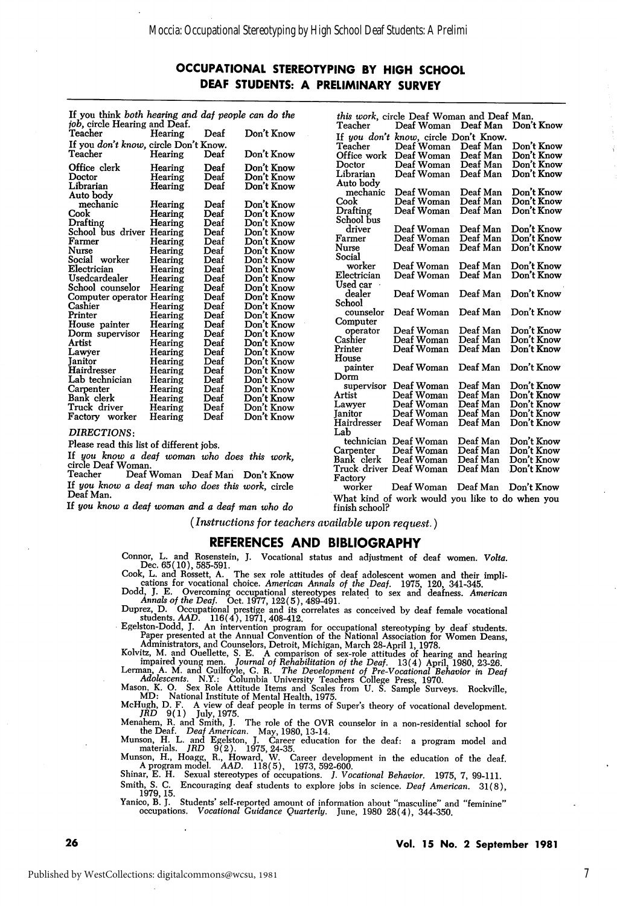## OCCUPATIONAL STEREOTYPING BY HIGH SCHOOL DEAF STUDENTS: A PRELIMINARY SURVEY

If you think *both hearing and daf people can do the job*, circle Hearing and Deaf.

| | | | |
|---|---|---|---|
| Teacher | Hearing | Deaf | Don't Know |

If you *don't know*, circle Don't Know.

| | | | |
|---|---|---|---|
| Teacher | Hearing | Deaf | Don't Know |
| Office clerk | Hearing | Deaf | Don't Know |
| Doctor | Hearing | Deaf | Don't Know |
| Librarian | Hearing | Deaf | Don't Know |
| Auto body mechanic | Hearing | Deaf | Don't Know |
| Cook | Hearing | Deaf | Don't Know |
| Drafting | Hearing | Deaf | Don't Know |
| School bus driver | Hearing | Deaf | Don't Know |
| Farmer | Hearing | Deaf | Don't Know |
| Nurse | Hearing | Deaf | Don't Know |
| Social worker | Hearing | Deaf | Don't Know |
| Electrician | Hearing | Deaf | Don't Know |
| Usedcardealer | Hearing | Deaf | Don't Know |
| School counselor | Hearing | Deaf | Don't Know |
| Computer operator | Hearing | Deaf | Don't Know |
| Cashier | Hearing | Deaf | Don't Know |
| Printer | Hearing | Deaf | Don't Know |
| House painter | Hearing | Deaf | Don't Know |
| Dorm supervisor | Hearing | Deaf | Don't Know |
| Artist | Hearing | Deaf | Don't Know |
| Lawyer | Hearing | Deaf | Don't Know |
| Janitor | Hearing | Deaf | Don't Know |
| Hairdresser | Hearing | Deaf | Don't Know |
| Lab technician | Hearing | Deaf | Don't Know |
| Carpenter | Hearing | Deaf | Don't Know |
| Bank clerk | Hearing | Deaf | Don't Know |
| Truck driver | Hearing | Deaf | Don't Know |
| Factory worker | Hearing | Deaf | Don't Know |

*DIRECTIONS*:

Please read this list of different jobs.

If *you know a deaf woman who does this work*, circle Deaf Woman.

| | | | |
|---|---|---|---|
| Teacher | Deaf Woman | Deaf Man | Don't Know |

If *you know a deaf man who does this work*, circle Deaf Man.

If *you know a deaf woman and a deaf man who do this work*, circle Deaf Woman and Deaf Man.

| | | | |
|---|---|---|---|
| Teacher | Deaf Woman | Deaf Man | Don't Know |

If *you don't know*, circle Don't Know.

| | | | |
|---|---|---|---|
| Teacher | Deaf Woman | Deaf Man | Don't Know |
| Office work | Deaf Woman | Deaf Man | Don't Know |
| Doctor | Deaf Woman | Deaf Man | Don't Know |
| Librarian | Deaf Woman | Deaf Man | Don't Know |
| Auto body mechanic | Deaf Woman | Deaf Man | Don't Know |
| Cook | Deaf Woman | Deaf Man | Don't Know |
| Drafting | Deaf Woman | Deaf Man | Don't Know |
| School bus driver | Deaf Woman | Deaf Man | Don't Know |
| Farmer | Deaf Woman | Deaf Man | Don't Know |
| Nurse | Deaf Woman | Deaf Man | Don't Know |
| Social worker | Deaf Woman | Deaf Man | Don't Know |
| Electrician | Deaf Woman | Deaf Man | Don't Know |
| Used car dealer | Deaf Woman | Deaf Man | Don't Know |
| School counselor | Deaf Woman | Deaf Man | Don't Know |
| Computer operator | Deaf Woman | Deaf Man | Don't Know |
| Cashier | Deaf Woman | Deaf Man | Don't Know |
| Printer | Deaf Woman | Deaf Man | Don't Know |
| House painter | Deaf Woman | Deaf Man | Don't Know |
| Dorm supervisor | Deaf Woman | Deaf Man | Don't Know |
| Artist | Deaf Woman | Deaf Man | Don't Know |
| Lawyer | Deaf Woman | Deaf Man | Don't Know |
| Janitor | Deaf Woman | Deaf Man | Don't Know |
| Hairdresser | Deaf Woman | Deaf Man | Don't Know |
| Lab technician | Deaf Woman | Deaf Man | Don't Know |
| Carpenter | Deaf Woman | Deaf Man | Don't Know |
| Bank clerk | Deaf Woman | Deaf Man | Don't Know |
| Truck driver | Deaf Woman | Deaf Man | Don't Know |
| Factory worker | Deaf Woman | Deaf Man | Don't Know |

What kind of work would you like to do when you finish school?

*(Instructions for teachers available upon request.)*

## REFERENCES AND BIBLIOGRAPHY

Connor, L. and Rosenstein, J. Vocational status and adjustment of deaf women. *Volta*. Dec. 65(10), 585-591.

Cook, L. and Rossett, A. The sex role attitudes of deaf adolescent women and their implications for vocational choice. *American Annals of the Deaf*. 1975, 120, 341-345.

Dodd, J. E. Overcoming occupational stereotypes related to sex and deafness. *American Annals of the Deaf*. Oct. 1977, 122(5), 489-491.

Duprez, D. Occupational prestige and its correlates as conceived by deaf female vocational students. *AAD*. 116(4), 1971, 408-412.

Egelston-Dodd, J. An intervention program for occupational stereotyping by deaf students. Paper presented at the Annual Convention of the National Association for Women Deans, Administrators, and Counselors, Detroit, Michigan, March 28-April 1, 1978.

Kolvitz, M. and Ouellette, S. E. A comparison of sex-role attitudes of hearing and hearing impaired young men. *Journal of Rehabilitation of the Deaf*. 13(4) April, 1980, 23-26.

Lerman, A. M. and Guilfoyle, G. R. *The Development of Pre-Vocational Behavior in Deaf Adolescents*. N.Y.: Columbia University Teachers College Press, 1970.

Mason, K. O. Sex Role Attitude Items and Scales from U. S. Sample Surveys. Rockville, MD: National Institute of Mental Health, 1975.

McHugh, D. F. A view of deaf people in terms of Super's theory of vocational development. *JRD* 9(1) July, 1975.

Menahem, R. and Smith, J. The role of the OVR counselor in a non-residential school for the Deaf. *Deaf American*. May, 1980, 13-14.

Munson, H. L. and Egelston, J. Career education for the deaf: a program model and materials. *JRD* 9(2). 1975, 24-35.

Munson, H., Hoagg, R., Howard, W. Career development in the education of the deaf. A program model. *AAD*. 118(5), 1973, 592-600.

Shinar, E. H. Sexual stereotypes of occupations. *J. Vocational Behavior*. 1975, 7, 99-111.

Smith, S. C. Encouraging deaf students to explore jobs in science. *Deaf American*. 31(8), 1979, 15.

Yanico, B. J. Students' self-reported amount of information about "masculine" and "feminine" occupations. *Vocational Guidance Quarterly*. June, 1980 28(4), 344-350.